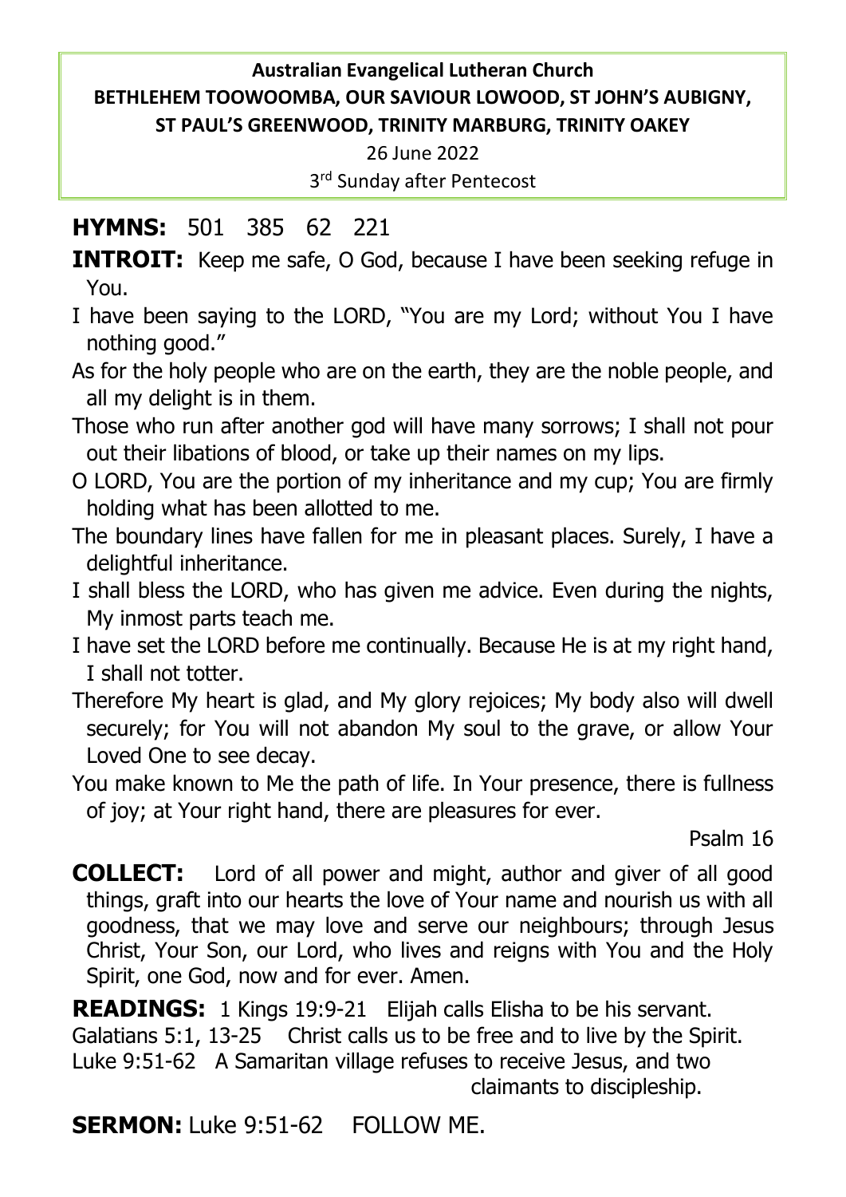**Australian Evangelical Lutheran Church**
**BETHLEHEM TOOWOOMBA, OUR SAVIOUR LOWOOD, ST JOHN'S AUBIGNY, ST PAUL'S GREENWOOD, TRINITY MARBURG, TRINITY OAKEY**

26 June 2022

3rd Sunday after Pentecost

**HYMNS:** 501 385 62 221

**INTROIT:** Keep me safe, O God, because I have been seeking refuge in You.

I have been saying to the LORD, "You are my Lord; without You I have nothing good."

As for the holy people who are on the earth, they are the noble people, and all my delight is in them.

Those who run after another god will have many sorrows; I shall not pour out their libations of blood, or take up their names on my lips.

O LORD, You are the portion of my inheritance and my cup; You are firmly holding what has been allotted to me.

The boundary lines have fallen for me in pleasant places. Surely, I have a delightful inheritance.

I shall bless the LORD, who has given me advice. Even during the nights, My inmost parts teach me.

I have set the LORD before me continually. Because He is at my right hand, I shall not totter.

Therefore My heart is glad, and My glory rejoices; My body also will dwell securely; for You will not abandon My soul to the grave, or allow Your Loved One to see decay.

You make known to Me the path of life. In Your presence, there is fullness of joy; at Your right hand, there are pleasures for ever.

Psalm 16

**COLLECT:** Lord of all power and might, author and giver of all good things, graft into our hearts the love of Your name and nourish us with all goodness, that we may love and serve our neighbours; through Jesus Christ, Your Son, our Lord, who lives and reigns with You and the Holy Spirit, one God, now and for ever. Amen.

**READINGS:** 1 Kings 19:9-21 Elijah calls Elisha to be his servant.
Galatians 5:1, 13-25 Christ calls us to be free and to live by the Spirit.
Luke 9:51-62 A Samaritan village refuses to receive Jesus, and two claimants to discipleship.

**SERMON:** Luke 9:51-62 FOLLOW ME.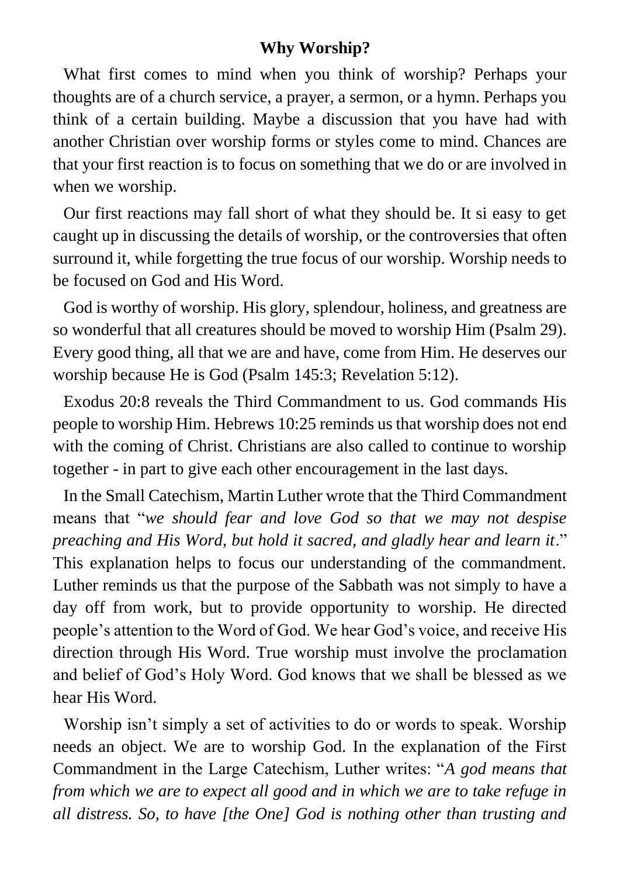## Why Worship?

What first comes to mind when you think of worship? Perhaps your thoughts are of a church service, a prayer, a sermon, or a hymn. Perhaps you think of a certain building. Maybe a discussion that you have had with another Christian over worship forms or styles come to mind. Chances are that your first reaction is to focus on something that we do or are involved in when we worship.

Our first reactions may fall short of what they should be. It si easy to get caught up in discussing the details of worship, or the controversies that often surround it, while forgetting the true focus of our worship. Worship needs to be focused on God and His Word.

God is worthy of worship. His glory, splendour, holiness, and greatness are so wonderful that all creatures should be moved to worship Him (Psalm 29). Every good thing, all that we are and have, come from Him. He deserves our worship because He is God (Psalm 145:3; Revelation 5:12).

Exodus 20:8 reveals the Third Commandment to us. God commands His people to worship Him. Hebrews 10:25 reminds us that worship does not end with the coming of Christ. Christians are also called to continue to worship together - in part to give each other encouragement in the last days.

In the Small Catechism, Martin Luther wrote that the Third Commandment means that "*we should fear and love God so that we may not despise preaching and His Word, but hold it sacred, and gladly hear and learn it*." This explanation helps to focus our understanding of the commandment. Luther reminds us that the purpose of the Sabbath was not simply to have a day off from work, but to provide opportunity to worship. He directed people's attention to the Word of God. We hear God's voice, and receive His direction through His Word. True worship must involve the proclamation and belief of God's Holy Word. God knows that we shall be blessed as we hear His Word.

Worship isn't simply a set of activities to do or words to speak. Worship needs an object. We are to worship God. In the explanation of the First Commandment in the Large Catechism, Luther writes: "*A god means that from which we are to expect all good and in which we are to take refuge in all distress. So, to have [the One] God is nothing other than trusting and*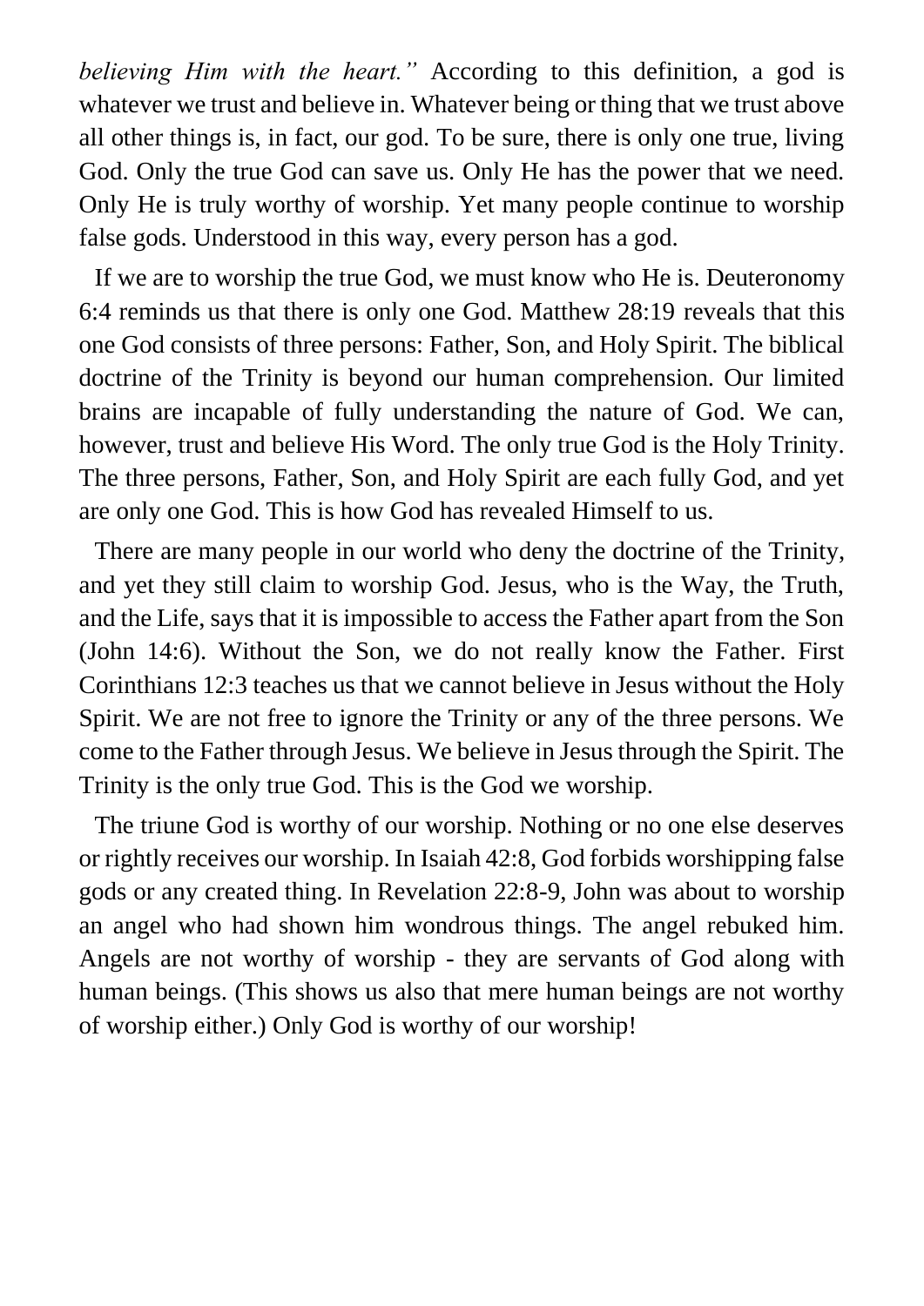*believing Him with the heart."* According to this definition, a god is whatever we trust and believe in. Whatever being or thing that we trust above all other things is, in fact, our god. To be sure, there is only one true, living God. Only the true God can save us. Only He has the power that we need. Only He is truly worthy of worship. Yet many people continue to worship false gods. Understood in this way, every person has a god.

If we are to worship the true God, we must know who He is. Deuteronomy 6:4 reminds us that there is only one God. Matthew 28:19 reveals that this one God consists of three persons: Father, Son, and Holy Spirit. The biblical doctrine of the Trinity is beyond our human comprehension. Our limited brains are incapable of fully understanding the nature of God. We can, however, trust and believe His Word. The only true God is the Holy Trinity. The three persons, Father, Son, and Holy Spirit are each fully God, and yet are only one God. This is how God has revealed Himself to us.

There are many people in our world who deny the doctrine of the Trinity, and yet they still claim to worship God. Jesus, who is the Way, the Truth, and the Life, says that it is impossible to access the Father apart from the Son (John 14:6). Without the Son, we do not really know the Father. First Corinthians 12:3 teaches us that we cannot believe in Jesus without the Holy Spirit. We are not free to ignore the Trinity or any of the three persons. We come to the Father through Jesus. We believe in Jesus through the Spirit. The Trinity is the only true God. This is the God we worship.

The triune God is worthy of our worship. Nothing or no one else deserves or rightly receives our worship. In Isaiah 42:8, God forbids worshipping false gods or any created thing. In Revelation 22:8-9, John was about to worship an angel who had shown him wondrous things. The angel rebuked him. Angels are not worthy of worship - they are servants of God along with human beings. (This shows us also that mere human beings are not worthy of worship either.) Only God is worthy of our worship!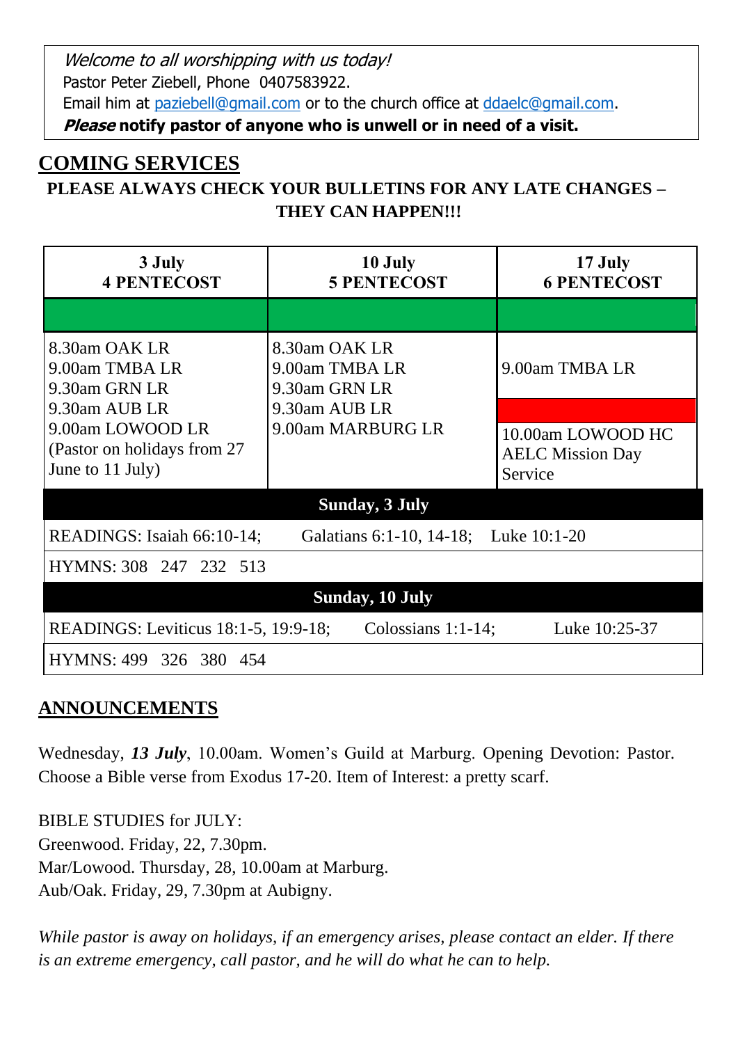*Welcome to all worshipping with us today!*
Pastor Peter Ziebell, Phone 0407583922.
Email him at paziebell@gmail.com or to the church office at ddaelc@gmail.com.
***Please* notify pastor of anyone who is unwell or in need of a visit.**

## COMING SERVICES

**PLEASE ALWAYS CHECK YOUR BULLETINS FOR ANY LATE CHANGES – THEY CAN HAPPEN!!!**

| 3 July<br>4 PENTECOST | 10 July<br>5 PENTECOST | 17 July<br>6 PENTECOST |
|---|---|---|
| | | |
| 8.30am OAK LR<br>9.00am TMBA LR<br>9.30am GRN LR<br>9.30am AUB LR<br>9.00am LOWOOD LR<br>(Pastor on holidays from 27 June to 11 July) | 8.30am OAK LR<br>9.00am TMBA LR<br>9.30am GRN LR<br>9.30am AUB LR<br>9.00am MARBURG LR | 9.00am TMBA LR<br><br>10.00am LOWOOD HC<br>AELC Mission Day Service |

| **Sunday, 3 July** | | |
|---|---|---|
| READINGS: Isaiah 66:10-14; | Galatians 6:1-10, 14-18; | Luke 10:1-20 |
| HYMNS: 308 247 232 513 | | |
| **Sunday, 10 July** | | |
| READINGS: Leviticus 18:1-5, 19:9-18; | Colossians 1:1-14; | Luke 10:25-37 |
| HYMNS: 499 326 380 454 | | |

## ANNOUNCEMENTS

Wednesday, ***13 July***, 10.00am. Women's Guild at Marburg. Opening Devotion: Pastor. Choose a Bible verse from Exodus 17-20. Item of Interest: a pretty scarf.

BIBLE STUDIES for JULY:
Greenwood. Friday, 22, 7.30pm.
Mar/Lowood. Thursday, 28, 10.00am at Marburg.
Aub/Oak. Friday, 29, 7.30pm at Aubigny.

*While pastor is away on holidays, if an emergency arises, please contact an elder. If there is an extreme emergency, call pastor, and he will do what he can to help.*